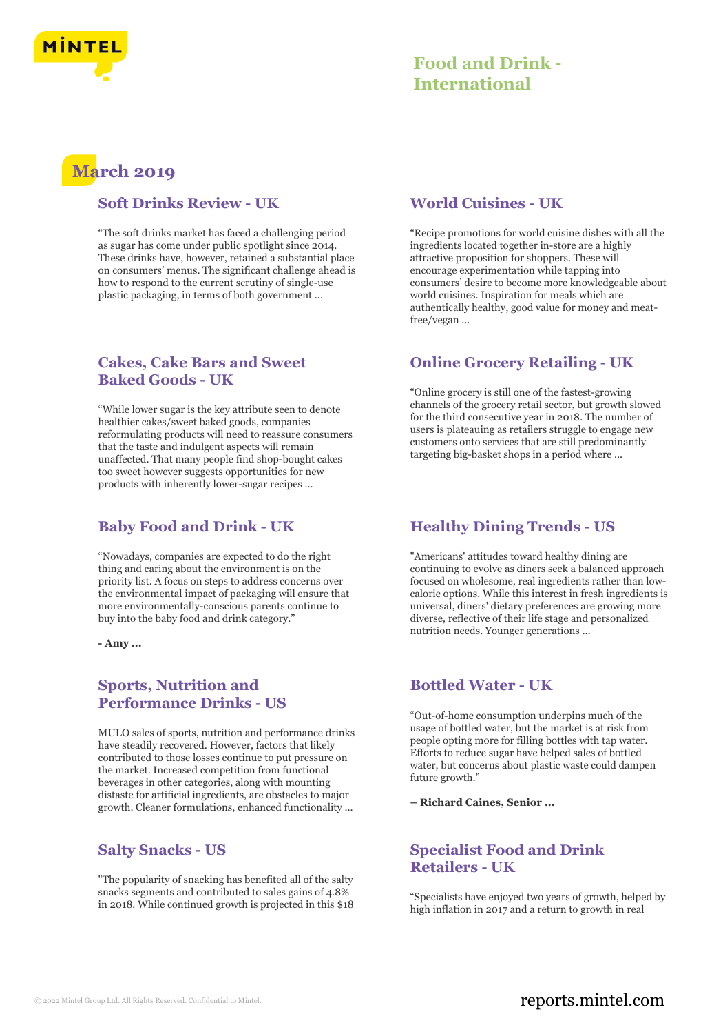# Food and Drink - International

## March 2019

### Soft Drinks Review - UK

“The soft drinks market has faced a challenging period as sugar has come under public spotlight since 2014. These drinks have, however, retained a substantial place on consumers’ menus. The significant challenge ahead is how to respond to the current scrutiny of single-use plastic packaging, in terms of both government ...

### Cakes, Cake Bars and Sweet Baked Goods - UK

“While lower sugar is the key attribute seen to denote healthier cakes/sweet baked goods, companies reformulating products will need to reassure consumers that the taste and indulgent aspects will remain unaffected. That many people find shop-bought cakes too sweet however suggests opportunities for new products with inherently lower-sugar recipes ...

### Baby Food and Drink - UK

“Nowadays, companies are expected to do the right thing and caring about the environment is on the priority list. A focus on steps to address concerns over the environmental impact of packaging will ensure that more environmentally-conscious parents continue to buy into the baby food and drink category.”

**- Amy ...**

### Sports, Nutrition and Performance Drinks - US

MULO sales of sports, nutrition and performance drinks have steadily recovered. However, factors that likely contributed to those losses continue to put pressure on the market. Increased competition from functional beverages in other categories, along with mounting distaste for artificial ingredients, are obstacles to major growth. Cleaner formulations, enhanced functionality ...

### Salty Snacks - US

"The popularity of snacking has benefited all of the salty snacks segments and contributed to sales gains of 4.8% in 2018. While continued growth is projected in this $18

### World Cuisines - UK

“Recipe promotions for world cuisine dishes with all the ingredients located together in-store are a highly attractive proposition for shoppers. These will encourage experimentation while tapping into consumers’ desire to become more knowledgeable about world cuisines. Inspiration for meals which are authentically healthy, good value for money and meat-free/vegan ...

### Online Grocery Retailing - UK

“Online grocery is still one of the fastest-growing channels of the grocery retail sector, but growth slowed for the third consecutive year in 2018. The number of users is plateauing as retailers struggle to engage new customers onto services that are still predominantly targeting big-basket shops in a period where ...

### Healthy Dining Trends - US

"Americans' attitudes toward healthy dining are continuing to evolve as diners seek a balanced approach focused on wholesome, real ingredients rather than low-calorie options. While this interest in fresh ingredients is universal, diners' dietary preferences are growing more diverse, reflective of their life stage and personalized nutrition needs. Younger generations ...

### Bottled Water - UK

“Out-of-home consumption underpins much of the usage of bottled water, but the market is at risk from people opting more for filling bottles with tap water. Efforts to reduce sugar have helped sales of bottled water, but concerns about plastic waste could dampen future growth.”

**– Richard Caines, Senior ...**

### Specialist Food and Drink Retailers - UK

“Specialists have enjoyed two years of growth, helped by high inflation in 2017 and a return to growth in real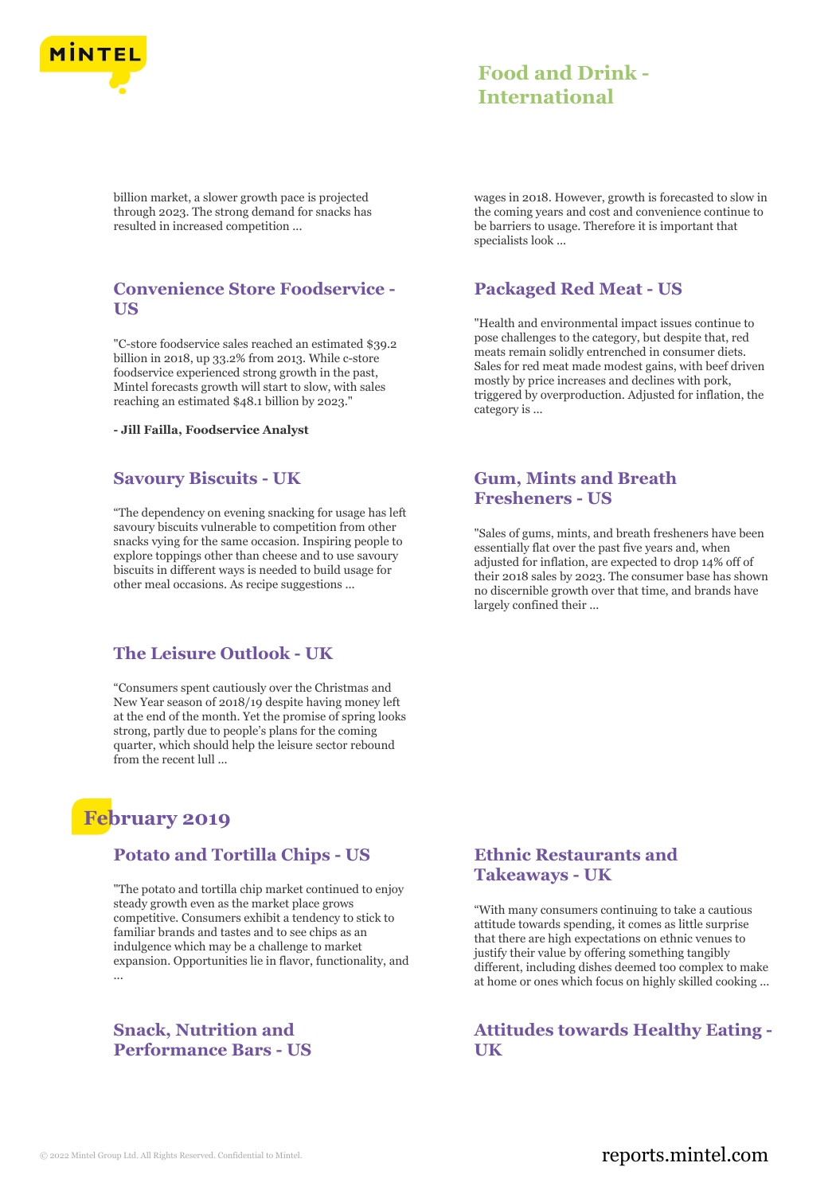billion market, a slower growth pace is projected through 2023. The strong demand for snacks has resulted in increased competition ...

wages in 2018. However, growth is forecasted to slow in the coming years and cost and convenience continue to be barriers to usage. Therefore it is important that specialists look ...

### Convenience Store Foodservice - US

"C-store foodservice sales reached an estimated $39.2 billion in 2018, up 33.2% from 2013. While c-store foodservice experienced strong growth in the past, Mintel forecasts growth will start to slow, with sales reaching an estimated $48.1 billion by 2023."

**- Jill Failla, Foodservice Analyst**

### Packaged Red Meat - US

"Health and environmental impact issues continue to pose challenges to the category, but despite that, red meats remain solidly entrenched in consumer diets. Sales for red meat made modest gains, with beef driven mostly by price increases and declines with pork, triggered by overproduction. Adjusted for inflation, the category is ...

### Savoury Biscuits - UK

"The dependency on evening snacking for usage has left savoury biscuits vulnerable to competition from other snacks vying for the same occasion. Inspiring people to explore toppings other than cheese and to use savoury biscuits in different ways is needed to build usage for other meal occasions. As recipe suggestions ...

### Gum, Mints and Breath Fresheners - US

"Sales of gums, mints, and breath fresheners have been essentially flat over the past five years and, when adjusted for inflation, are expected to drop 14% off of their 2018 sales by 2023. The consumer base has shown no discernible growth over that time, and brands have largely confined their ...

### The Leisure Outlook - UK

"Consumers spent cautiously over the Christmas and New Year season of 2018/19 despite having money left at the end of the month. Yet the promise of spring looks strong, partly due to people's plans for the coming quarter, which should help the leisure sector rebound from the recent lull ...

## February 2019

### Potato and Tortilla Chips - US

"The potato and tortilla chip market continued to enjoy steady growth even as the market place grows competitive. Consumers exhibit a tendency to stick to familiar brands and tastes and to see chips as an indulgence which may be a challenge to market expansion. Opportunities lie in flavor, functionality, and ...

### Ethnic Restaurants and Takeaways - UK

"With many consumers continuing to take a cautious attitude towards spending, it comes as little surprise that there are high expectations on ethnic venues to justify their value by offering something tangibly different, including dishes deemed too complex to make at home or ones which focus on highly skilled cooking ...

### Snack, Nutrition and Performance Bars - US

### Attitudes towards Healthy Eating - UK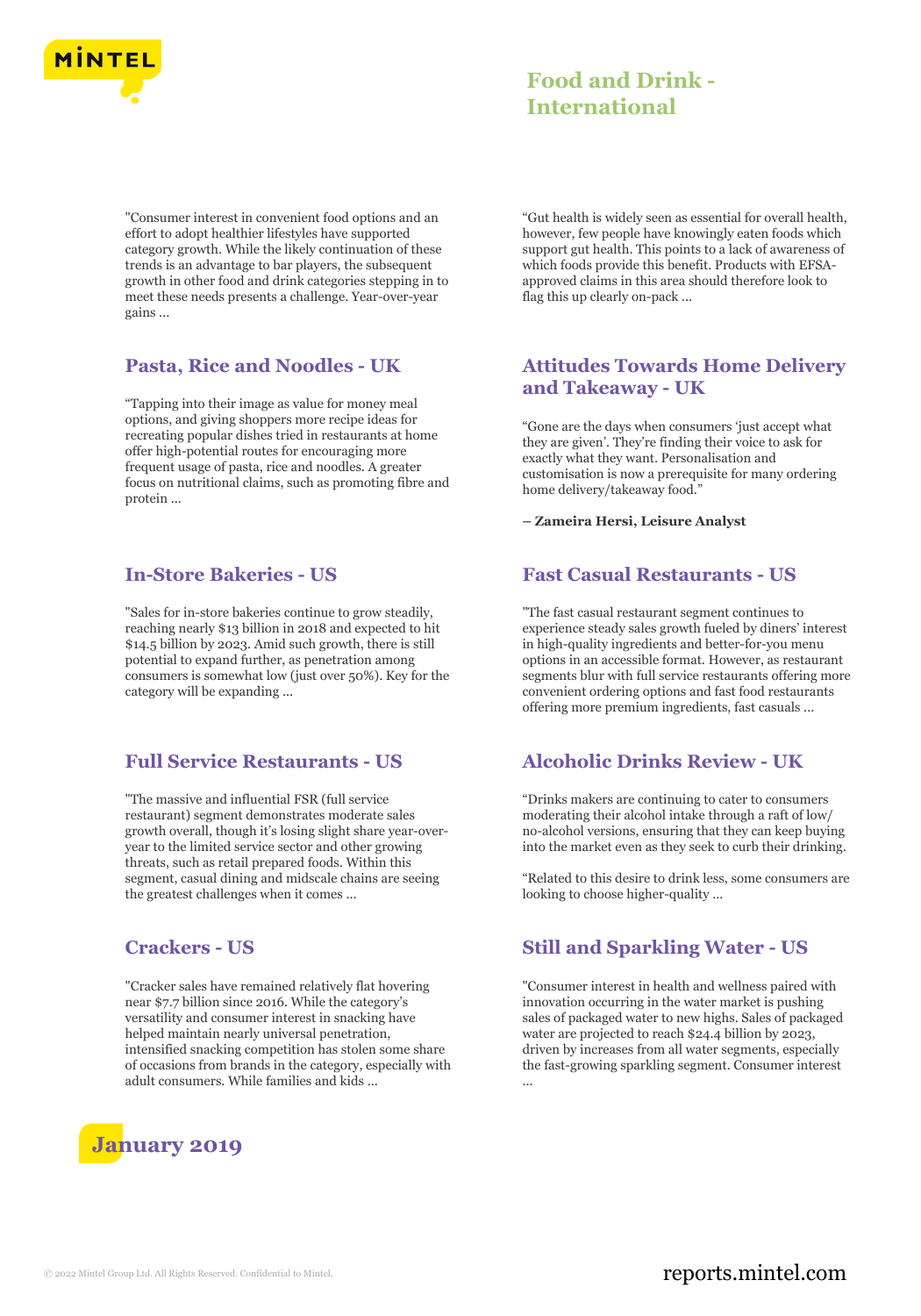"Consumer interest in convenient food options and an effort to adopt healthier lifestyles have supported category growth. While the likely continuation of these trends is an advantage to bar players, the subsequent growth in other food and drink categories stepping in to meet these needs presents a challenge. Year-over-year gains ...

"Gut health is widely seen as essential for overall health, however, few people have knowingly eaten foods which support gut health. This points to a lack of awareness of which foods provide this benefit. Products with EFSA-approved claims in this area should therefore look to flag this up clearly on-pack ...

## Pasta, Rice and Noodles - UK

"Tapping into their image as value for money meal options, and giving shoppers more recipe ideas for recreating popular dishes tried in restaurants at home offer high-potential routes for encouraging more frequent usage of pasta, rice and noodles. A greater focus on nutritional claims, such as promoting fibre and protein ...

## Attitudes Towards Home Delivery and Takeaway - UK

"Gone are the days when consumers 'just accept what they are given'. They're finding their voice to ask for exactly what they want. Personalisation and customisation is now a prerequisite for many ordering home delivery/takeaway food."

**– Zameira Hersi, Leisure Analyst**

## In-Store Bakeries - US

"Sales for in-store bakeries continue to grow steadily, reaching nearly $13 billion in 2018 and expected to hit $14.5 billion by 2023. Amid such growth, there is still potential to expand further, as penetration among consumers is somewhat low (just over 50%). Key for the category will be expanding ...

## Fast Casual Restaurants - US

"The fast casual restaurant segment continues to experience steady sales growth fueled by diners' interest in high-quality ingredients and better-for-you menu options in an accessible format. However, as restaurant segments blur with full service restaurants offering more convenient ordering options and fast food restaurants offering more premium ingredients, fast casuals ...

## Full Service Restaurants - US

"The massive and influential FSR (full service restaurant) segment demonstrates moderate sales growth overall, though it's losing slight share year-over-year to the limited service sector and other growing threats, such as retail prepared foods. Within this segment, casual dining and midscale chains are seeing the greatest challenges when it comes ...

## Alcoholic Drinks Review - UK

"Drinks makers are continuing to cater to consumers moderating their alcohol intake through a raft of low/no-alcohol versions, ensuring that they can keep buying into the market even as they seek to curb their drinking.

"Related to this desire to drink less, some consumers are looking to choose higher-quality ...

## Crackers - US

"Cracker sales have remained relatively flat hovering near $7.7 billion since 2016. While the category's versatility and consumer interest in snacking have helped maintain nearly universal penetration, intensified snacking competition has stolen some share of occasions from brands in the category, especially with adult consumers. While families and kids ...

## Still and Sparkling Water - US

"Consumer interest in health and wellness paired with innovation occurring in the water market is pushing sales of packaged water to new highs. Sales of packaged water are projected to reach $24.4 billion by 2023, driven by increases from all water segments, especially the fast-growing sparkling segment. Consumer interest ...

# January 2019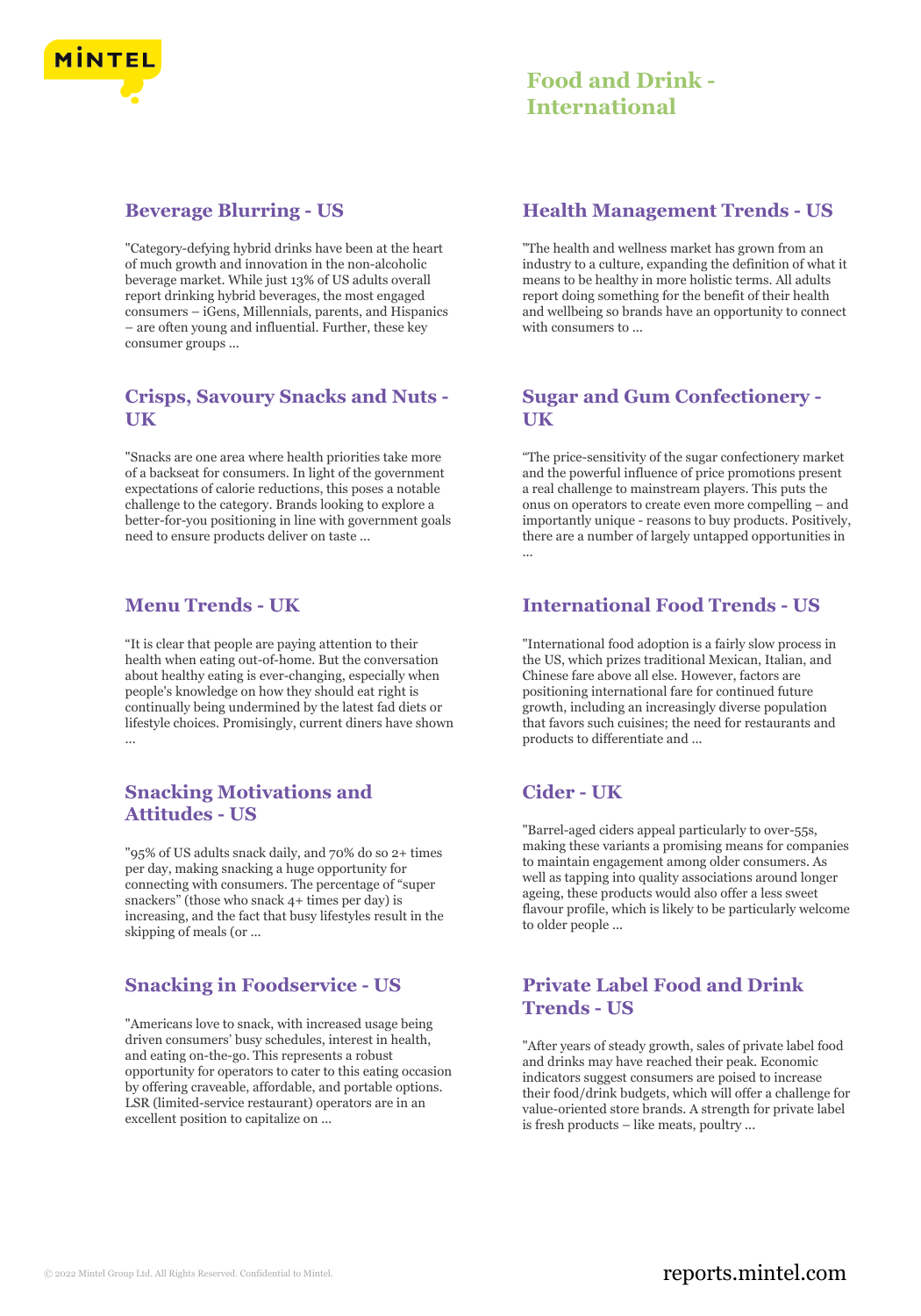# Food and Drink - International

## Beverage Blurring - US

"Category-defying hybrid drinks have been at the heart of much growth and innovation in the non-alcoholic beverage market. While just 13% of US adults overall report drinking hybrid beverages, the most engaged consumers – iGens, Millennials, parents, and Hispanics – are often young and influential. Further, these key consumer groups ...

## Health Management Trends - US

"The health and wellness market has grown from an industry to a culture, expanding the definition of what it means to be healthy in more holistic terms. All adults report doing something for the benefit of their health and wellbeing so brands have an opportunity to connect with consumers to ...

## Crisps, Savoury Snacks and Nuts - UK

"Snacks are one area where health priorities take more of a backseat for consumers. In light of the government expectations of calorie reductions, this poses a notable challenge to the category. Brands looking to explore a better-for-you positioning in line with government goals need to ensure products deliver on taste ...

## Sugar and Gum Confectionery - UK

"The price-sensitivity of the sugar confectionery market and the powerful influence of price promotions present a real challenge to mainstream players. This puts the onus on operators to create even more compelling – and importantly unique - reasons to buy products. Positively, there are a number of largely untapped opportunities in ...

## Menu Trends - UK

"It is clear that people are paying attention to their health when eating out-of-home. But the conversation about healthy eating is ever-changing, especially when people's knowledge on how they should eat right is continually being undermined by the latest fad diets or lifestyle choices. Promisingly, current diners have shown ...

## International Food Trends - US

"International food adoption is a fairly slow process in the US, which prizes traditional Mexican, Italian, and Chinese fare above all else. However, factors are positioning international fare for continued future growth, including an increasingly diverse population that favors such cuisines; the need for restaurants and products to differentiate and ...

## Snacking Motivations and Attitudes - US

"95% of US adults snack daily, and 70% do so 2+ times per day, making snacking a huge opportunity for connecting with consumers. The percentage of "super snackers" (those who snack 4+ times per day) is increasing, and the fact that busy lifestyles result in the skipping of meals (or ...

## Cider - UK

"Barrel-aged ciders appeal particularly to over-55s, making these variants a promising means for companies to maintain engagement among older consumers. As well as tapping into quality associations around longer ageing, these products would also offer a less sweet flavour profile, which is likely to be particularly welcome to older people ...

## Snacking in Foodservice - US

"Americans love to snack, with increased usage being driven consumers' busy schedules, interest in health, and eating on-the-go. This represents a robust opportunity for operators to cater to this eating occasion by offering craveable, affordable, and portable options. LSR (limited-service restaurant) operators are in an excellent position to capitalize on ...

## Private Label Food and Drink Trends - US

"After years of steady growth, sales of private label food and drinks may have reached their peak. Economic indicators suggest consumers are poised to increase their food/drink budgets, which will offer a challenge for value-oriented store brands. A strength for private label is fresh products – like meats, poultry ...